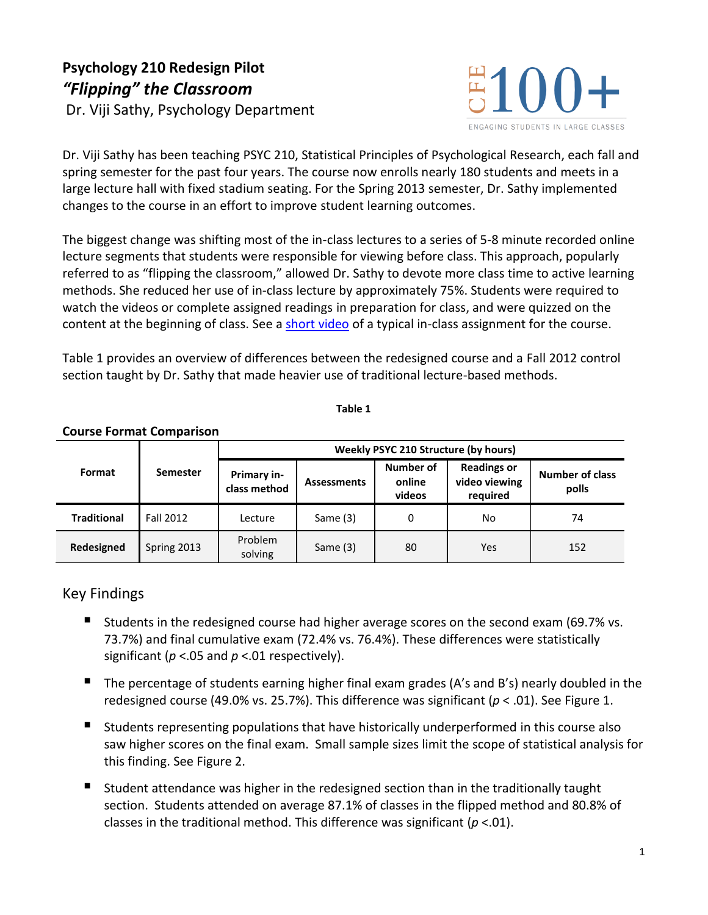# Psychology 210 Redesign Pilot
## *"Flipping" the Classroom*
Dr. Viji Sathy, Psychology Department

CFE 100+
ENGAGING STUDENTS IN LARGE CLASSES

Dr. Viji Sathy has been teaching PSYC 210, Statistical Principles of Psychological Research, each fall and spring semester for the past four years. The course now enrolls nearly 180 students and meets in a large lecture hall with fixed stadium seating. For the Spring 2013 semester, Dr. Sathy implemented changes to the course in an effort to improve student learning outcomes.

The biggest change was shifting most of the in-class lectures to a series of 5-8 minute recorded online lecture segments that students were responsible for viewing before class. This approach, popularly referred to as "flipping the classroom," allowed Dr. Sathy to devote more class time to active learning methods. She reduced her use of in-class lecture by approximately 75%. Students were required to watch the videos or complete assigned readings in preparation for class, and were quizzed on the content at the beginning of class. See a short video of a typical in-class assignment for the course.

Table 1 provides an overview of differences between the redesigned course and a Fall 2012 control section taught by Dr. Sathy that made heavier use of traditional lecture-based methods.

**Table 1**

**Course Format Comparison**

| Format | Semester | Weekly PSYC 210 Structure (by hours) | | | | |
|---|---|---|---|---|---|---|
| | | Primary in-class method | Assessments | Number of online videos | Readings or video viewing required | Number of class polls |
| **Traditional** | Fall 2012 | Lecture | Same (3) | 0 | No | 74 |
| **Redesigned** | Spring 2013 | Problem solving | Same (3) | 80 | Yes | 152 |

## Key Findings

- Students in the redesigned course had higher average scores on the second exam (69.7% vs. 73.7%) and final cumulative exam (72.4% vs. 76.4%). These differences were statistically significant ($p$ <.05 and $p$ <.01 respectively).
- The percentage of students earning higher final exam grades (A's and B's) nearly doubled in the redesigned course (49.0% vs. 25.7%). This difference was significant ($p$ < .01). See Figure 1.
- Students representing populations that have historically underperformed in this course also saw higher scores on the final exam. Small sample sizes limit the scope of statistical analysis for this finding. See Figure 2.
- Student attendance was higher in the redesigned section than in the traditionally taught section. Students attended on average 87.1% of classes in the flipped method and 80.8% of classes in the traditional method. This difference was significant ($p$ <.01).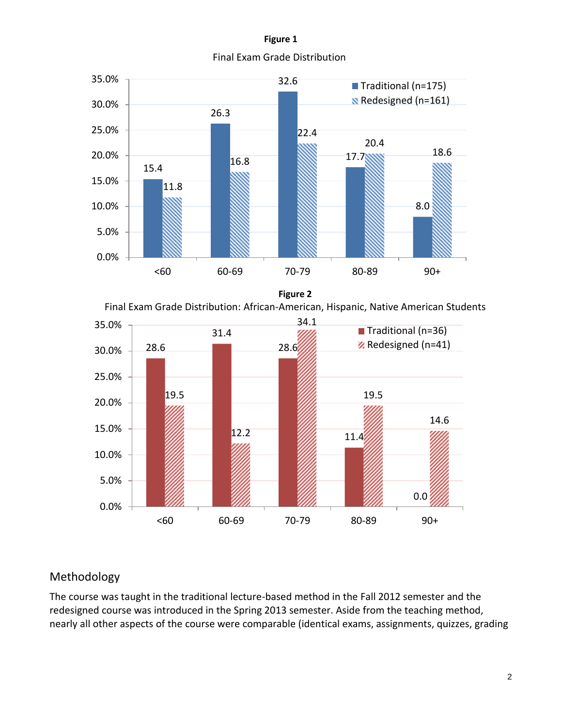**Figure 1**

Final Exam Grade Distribution

| | Traditional (n=175) | Redesigned (n=161) |
|---|---|---|
| <60 | 15.4 | 11.8 |
| 60-69 | 26.3 | 16.8 |
| 70-79 | 32.6 | 22.4 |
| 80-89 | 17.7 | 20.4 |
| 90+ | 8.0 | 18.6 |

**Figure 2**

Final Exam Grade Distribution: African-American, Hispanic, Native American Students

| | Traditional (n=36) | Redesigned (n=41) |
|---|---|---|
| <60 | 28.6 | 19.5 |
| 60-69 | 31.4 | 12.2 |
| 70-79 | 28.6 | 34.1 |
| 80-89 | 11.4 | 19.5 |
| 90+ | 0.0 | 14.6 |

## Methodology

The course was taught in the traditional lecture-based method in the Fall 2012 semester and the redesigned course was introduced in the Spring 2013 semester. Aside from the teaching method, nearly all other aspects of the course were comparable (identical exams, assignments, quizzes, grading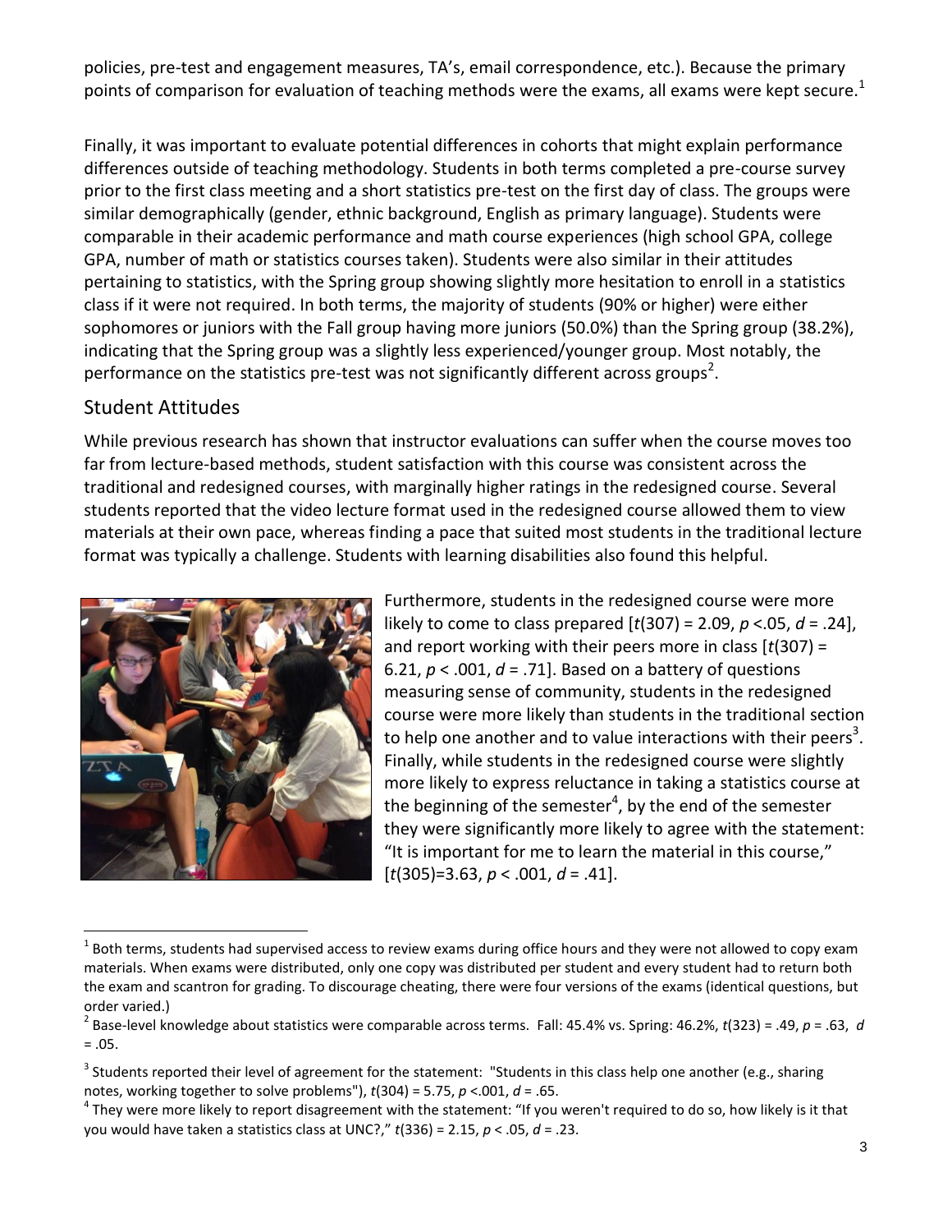policies, pre-test and engagement measures, TA's, email correspondence, etc.). Because the primary points of comparison for evaluation of teaching methods were the exams, all exams were kept secure.[1]

Finally, it was important to evaluate potential differences in cohorts that might explain performance differences outside of teaching methodology. Students in both terms completed a pre-course survey prior to the first class meeting and a short statistics pre-test on the first day of class. The groups were similar demographically (gender, ethnic background, English as primary language). Students were comparable in their academic performance and math course experiences (high school GPA, college GPA, number of math or statistics courses taken). Students were also similar in their attitudes pertaining to statistics, with the Spring group showing slightly more hesitation to enroll in a statistics class if it were not required. In both terms, the majority of students (90% or higher) were either sophomores or juniors with the Fall group having more juniors (50.0%) than the Spring group (38.2%), indicating that the Spring group was a slightly less experienced/younger group. Most notably, the performance on the statistics pre-test was not significantly different across groups[2].

## Student Attitudes

While previous research has shown that instructor evaluations can suffer when the course moves too far from lecture-based methods, student satisfaction with this course was consistent across the traditional and redesigned courses, with marginally higher ratings in the redesigned course. Several students reported that the video lecture format used in the redesigned course allowed them to view materials at their own pace, whereas finding a pace that suited most students in the traditional lecture format was typically a challenge. Students with learning disabilities also found this helpful.

Furthermore, students in the redesigned course were more likely to come to class prepared [$t(307) = 2.09$, $p < .05$, $d = .24$], and report working with their peers more in class [$t(307) = 6.21$, $p < .001$, $d = .71$]. Based on a battery of questions measuring sense of community, students in the redesigned course were more likely than students in the traditional section to help one another and to value interactions with their peers[3]. Finally, while students in the redesigned course were slightly more likely to express reluctance in taking a statistics course at the beginning of the semester[4], by the end of the semester they were significantly more likely to agree with the statement: "It is important for me to learn the material in this course," [$t(305)=3.63$, $p < .001$, $d = .41$].

---

[1] Both terms, students had supervised access to review exams during office hours and they were not allowed to copy exam materials. When exams were distributed, only one copy was distributed per student and every student had to return both the exam and scantron for grading. To discourage cheating, there were four versions of the exams (identical questions, but order varied.)

[2] Base-level knowledge about statistics were comparable across terms. Fall: 45.4% vs. Spring: 46.2%, $t(323) = .49$, $p = .63$, $d = .05$.

[3] Students reported their level of agreement for the statement: "Students in this class help one another (e.g., sharing notes, working together to solve problems"), $t(304) = 5.75$, $p < .001$, $d = .65$.

[4] They were more likely to report disagreement with the statement: "If you weren't required to do so, how likely is it that you would have taken a statistics class at UNC?," $t(336) = 2.15$, $p < .05$, $d = .23$.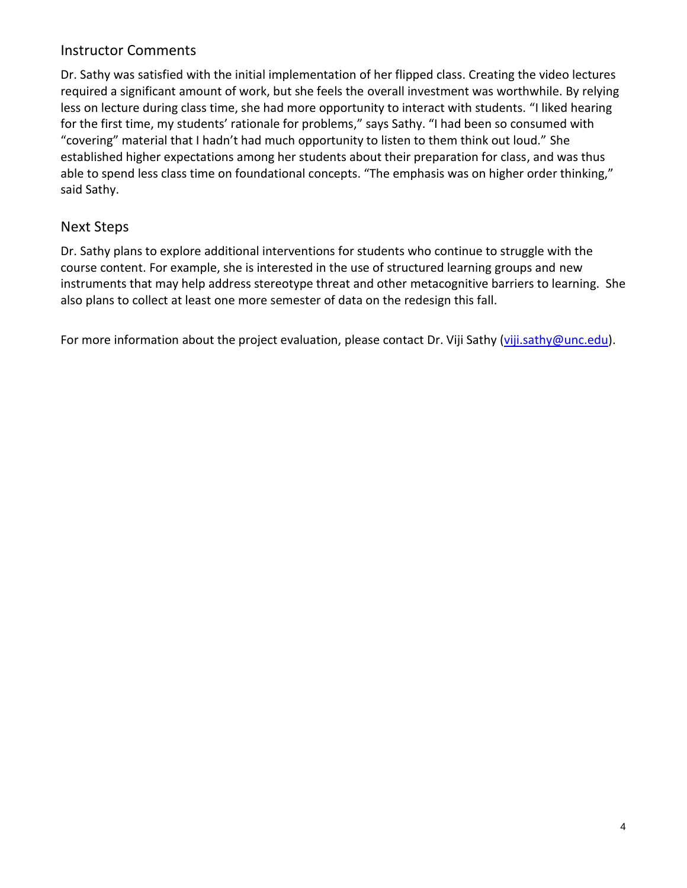## Instructor Comments

Dr. Sathy was satisfied with the initial implementation of her flipped class. Creating the video lectures required a significant amount of work, but she feels the overall investment was worthwhile. By relying less on lecture during class time, she had more opportunity to interact with students. "I liked hearing for the first time, my students' rationale for problems," says Sathy. "I had been so consumed with "covering" material that I hadn't had much opportunity to listen to them think out loud." She established higher expectations among her students about their preparation for class, and was thus able to spend less class time on foundational concepts. "The emphasis was on higher order thinking," said Sathy.

## Next Steps

Dr. Sathy plans to explore additional interventions for students who continue to struggle with the course content. For example, she is interested in the use of structured learning groups and new instruments that may help address stereotype threat and other metacognitive barriers to learning. She also plans to collect at least one more semester of data on the redesign this fall.

For more information about the project evaluation, please contact Dr. Viji Sathy (viji.sathy@unc.edu).